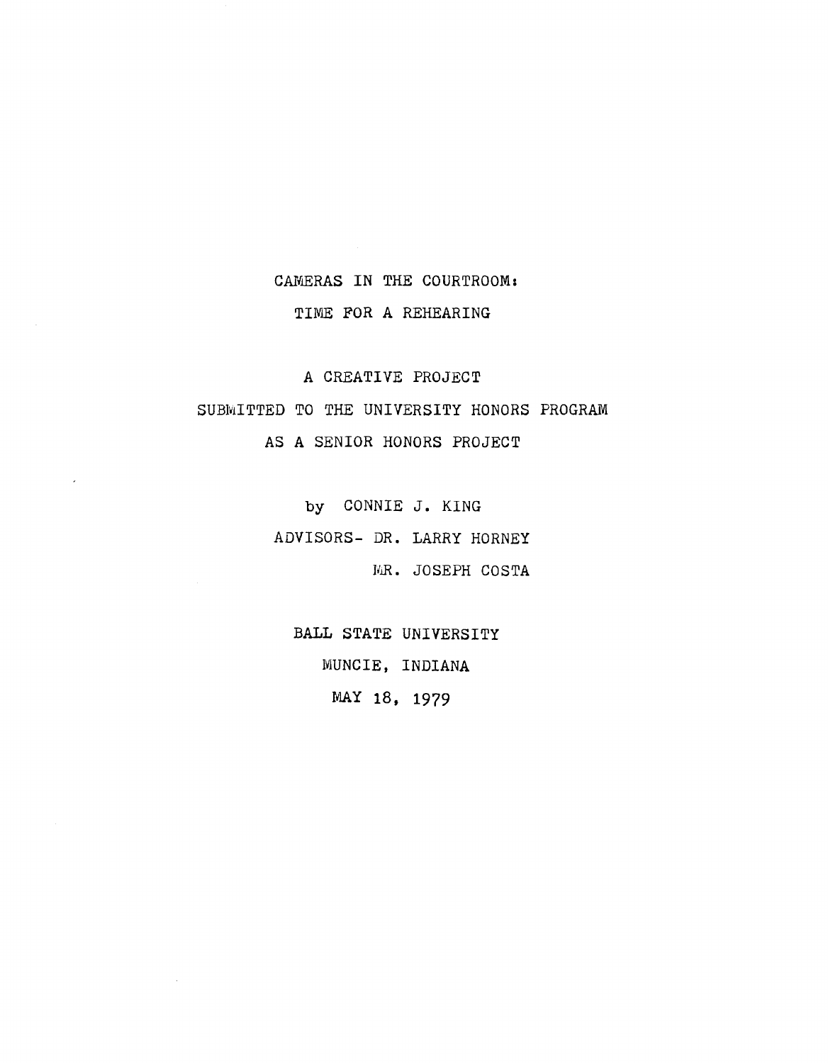# CAMERAS IN THE COURTROOM: TIME FOR A REHEARING

A CREATIVE PROJECT

SUBMITTED TO THE UNIVERSITY HONORS PROGRAM

AS A SENIOR HONORS PROJECT

by CONNIE J. KING

ADVISORS- DR. LARRY HORNEY

MR. JOSEPH COSTA

BALL STATE UNIVERSITY

MUNCIE, INDIANA

MAY 18, 1979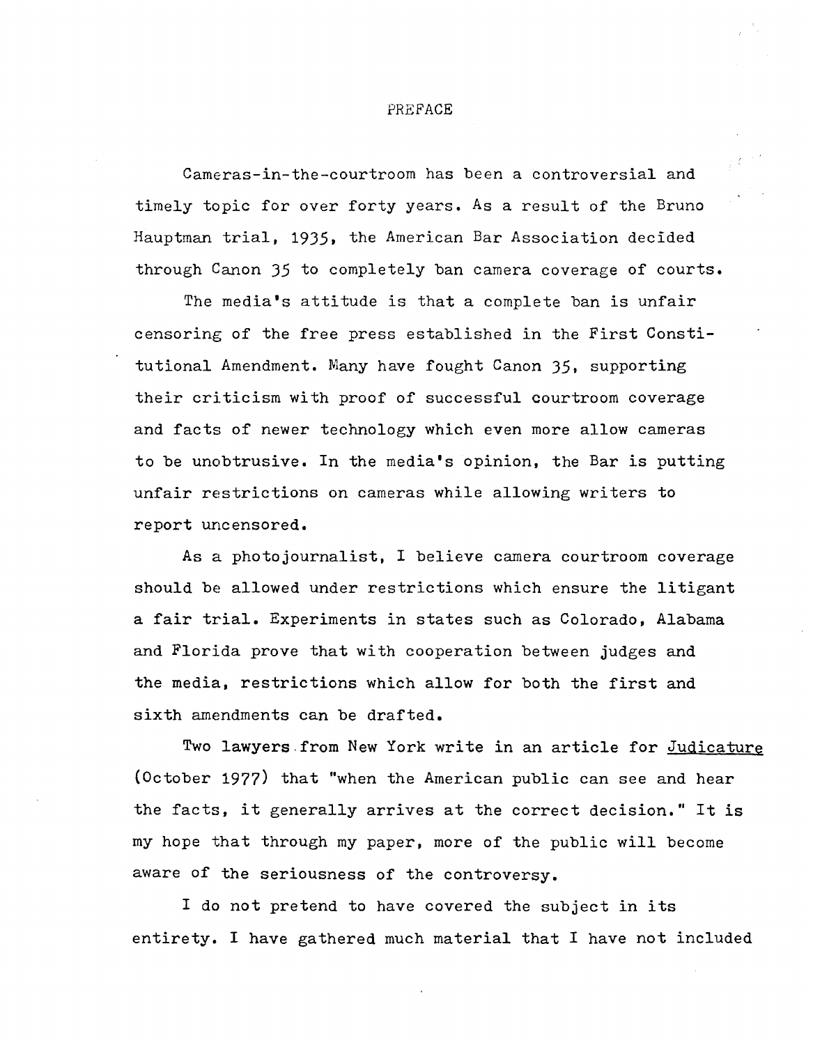# PREFACE

Cameras-in-the-courtroom has been a controversial and timely topic for over forty years. As a result of the Bruno Hauptman trial, 1935, the American Bar Association decided through Canon 35 to completely ban camera coverage of courts.

The media's attitude is that a complete ban is unfair censoring of the free press established in the First Constitutional Amendment. Many have fought Canon 35, supporting their criticism with proof of successful courtroom coverage and facts of newer technology which even more allow cameras to be unobtrusive. In the media's opinion, the Bar is putting unfair restrictions on cameras while allowing writers to report uncensored.

As a photojournalist, I believe camera courtroom coverage should be allowed under restrictions which ensure the litigant a fair trial. Experiments in states such as Colorado, Alabama and Florida prove that with cooperation between judges and the media, restrictions which allow for both the first and sixth amendments can be drafted.

Two lawyers from New York write in an article for Judicature (October 1977) that "when the American public can see and hear the facts, it generally arrives at the correct decision." It is my hope that through my paper, more of the public will become aware of the seriousness of the controversy.

I do not pretend to have covered the subject in its entirety. I have gathered much material that I have not included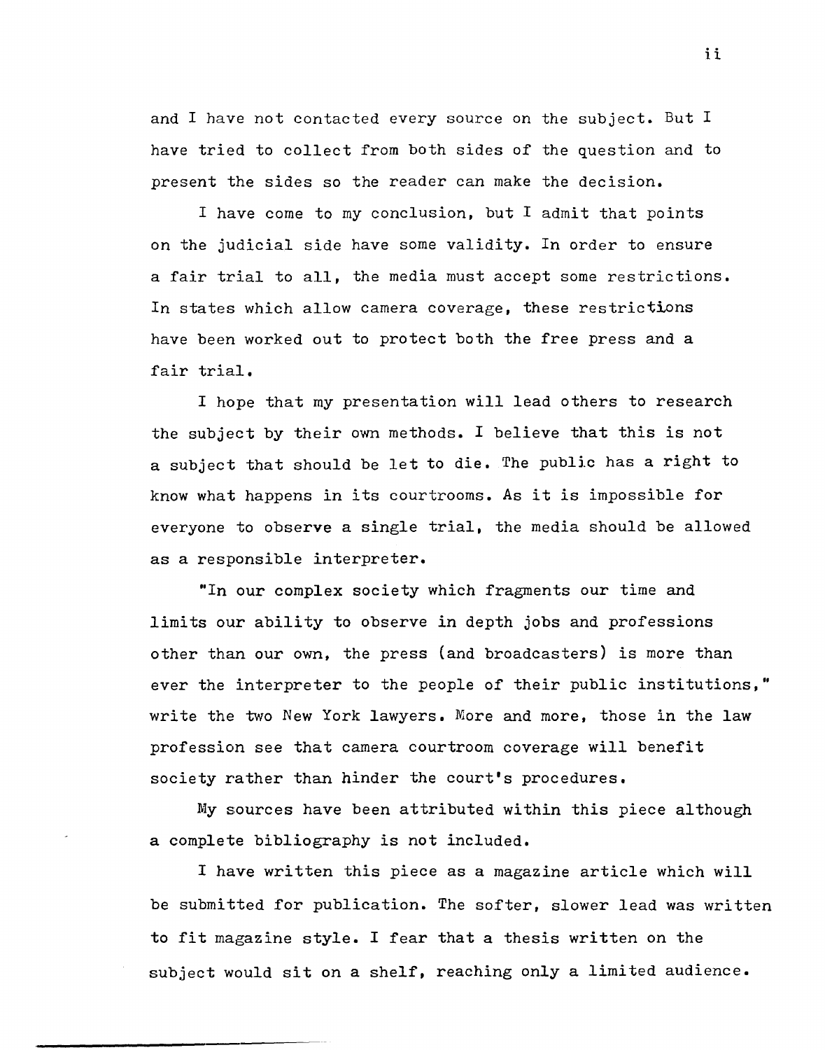and I have not contacted every source on the subject. But I have tried to collect from both sides of the question and to present the sides so the reader can make the decision.

I have come to my conclusion, but I admit that points on the judicial side have some validity. In order to ensure a fair trial to all, the media must accept some restrictions. In states which allow camera coverage, these restrictions have been worked out to protect both the free press and a fair trial.

I hope that my presentation will lead others to research the subject by their own methods. I believe that this is not a subject that should be let to die. The public has a right to know what happens in its courtrooms. As it is impossible for everyone to observe a single trial, the media should be allowed as a responsible interpreter.

"In our complex society which fragments our time and limits our ability to observe in depth jobs and professions other than our own, the press (and broadcasters) is more than ever the interpreter to the people of their public institutions," write the two New York lawyers. More and more, those in the law profession see that camera courtroom coverage will benefit society rather than hinder the court's procedures.

My sources have been attributed within this piece although a complete bibliography is not included.

I have written this piece as a magazine article which will be submitted for publication. The softer, slower lead was written to fit magazine style. I fear that a thesis written on the subject would sit on a shelf, reaching only a limited audience.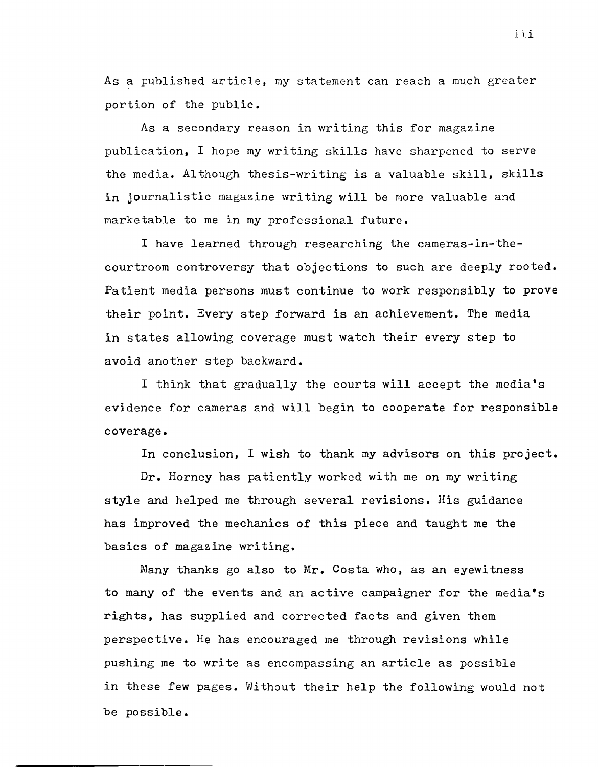As a published article, my statement can reach a much greater portion of the public.

As a secondary reason in writing this for magazine publication, I hope my writing skills have sharpened to serve the media. Although thesis-writing is a valuable skill, skills in journalistic magazine writing will be more valuable and marketable to me in my professional future.

I have learned through researching the cameras-in-the-courtroom controversy that objections to such are deeply rooted. Patient media persons must continue to work responsibly to prove their point. Every step forward is an achievement. The media in states allowing coverage must watch their every step to avoid another step backward.

I think that gradually the courts will accept the media's evidence for cameras and will begin to cooperate for responsible coverage.

In conclusion, I wish to thank my advisors on this project.

Dr. Horney has patiently worked with me on my writing style and helped me through several revisions. His guidance has improved the mechanics of this piece and taught me the basics of magazine writing.

Many thanks go also to Mr. Costa who, as an eyewitness to many of the events and an active campaigner for the media's rights, has supplied and corrected facts and given them perspective. He has encouraged me through revisions while pushing me to write as encompassing an article as possible in these few pages. Without their help the following would not be possible.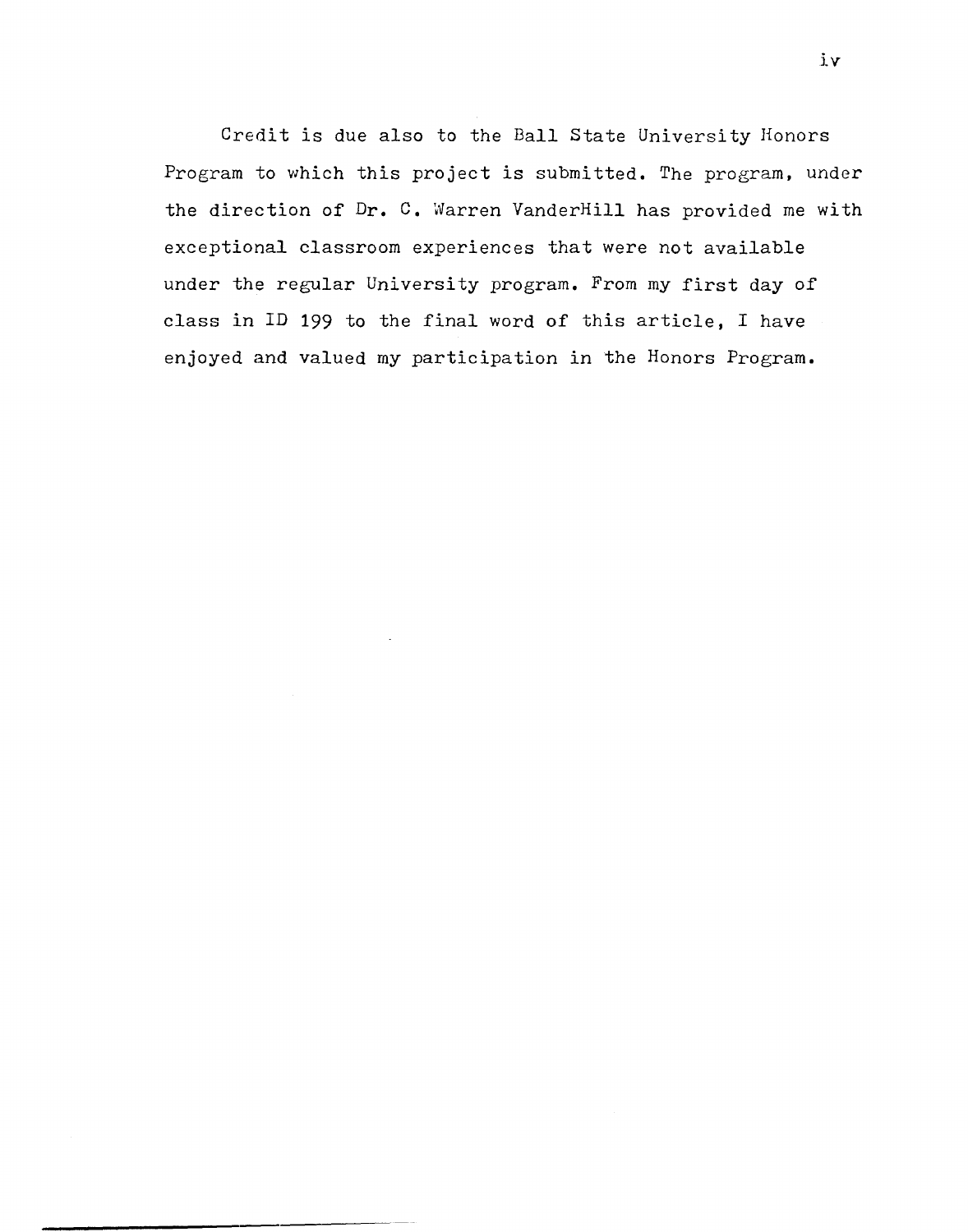Credit is due also to the Ball State University Honors Program to which this project is submitted. The program, under the direction of Dr. C. Warren VanderHill has provided me with exceptional classroom experiences that were not available under the regular University program. From my first day of class in ID 199 to the final word of this article, I have enjoyed and valued my participation in the Honors Program.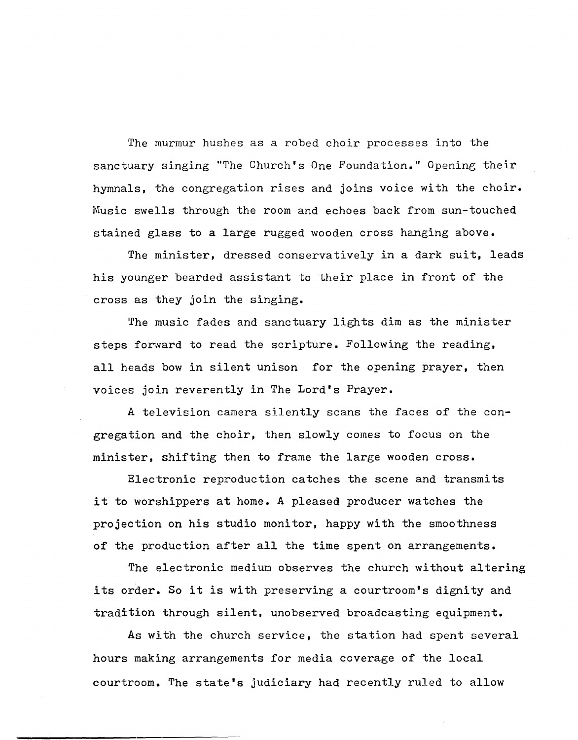The murmur hushes as a robed choir processes into the sanctuary singing "The Church's One Foundation." Opening their hymnals, the congregation rises and joins voice with the choir. Music swells through the room and echoes back from sun-touched stained glass to a large rugged wooden cross hanging above.

The minister, dressed conservatively in a dark suit, leads his younger bearded assistant to their place in front of the cross as they join the singing.

The music fades and sanctuary lights dim as the minister steps forward to read the scripture. Following the reading, all heads bow in silent unison for the opening prayer, then voices join reverently in The Lord's Prayer.

A television camera silently scans the faces of the congregation and the choir, then slowly comes to focus on the minister, shifting then to frame the large wooden cross.

Electronic reproduction catches the scene and transmits it to worshippers at home. A pleased producer watches the projection on his studio monitor, happy with the smoothness of the production after all the time spent on arrangements.

The electronic medium observes the church without altering its order. So it is with preserving a courtroom's dignity and tradition through silent, unobserved broadcasting equipment.

As with the church service, the station had spent several hours making arrangements for media coverage of the local courtroom. The state's judiciary had recently ruled to allow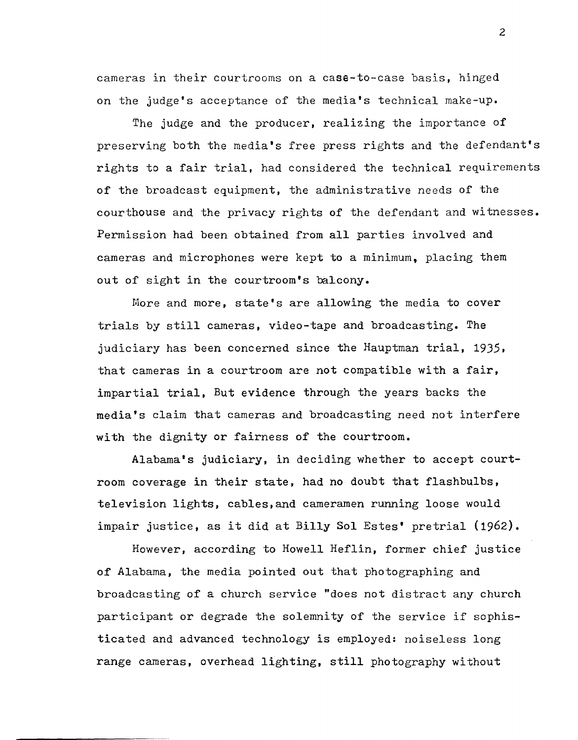cameras in their courtrooms on a case-to-case basis, hinged on the judge's acceptance of the media's technical make-up.

The judge and the producer, realizing the importance of preserving both the media's free press rights and the defendant's rights to a fair trial, had considered the technical requirements of the broadcast equipment, the administrative needs of the courthouse and the privacy rights of the defendant and witnesses. Permission had been obtained from all parties involved and cameras and microphones were kept to a minimum, placing them out of sight in the courtroom's balcony.

More and more, state's are allowing the media to cover trials by still cameras, video-tape and broadcasting. The judiciary has been concerned since the Hauptman trial, 1935, that cameras in a courtroom are not compatible with a fair, impartial trial, But evidence through the years backs the media's claim that cameras and broadcasting need not interfere with the dignity or fairness of the courtroom.

Alabama's judiciary, in deciding whether to accept courtroom coverage in their state, had no doubt that flashbulbs, television lights, cables,and cameramen running loose would impair justice, as it did at Billy Sol Estes' pretrial (1962).

However, according to Howell Heflin, former chief justice of Alabama, the media pointed out that photographing and broadcasting of a church service "does not distract any church participant or degrade the solemnity of the service if sophisticated and advanced technology is employed: noiseless long range cameras, overhead lighting, still photography without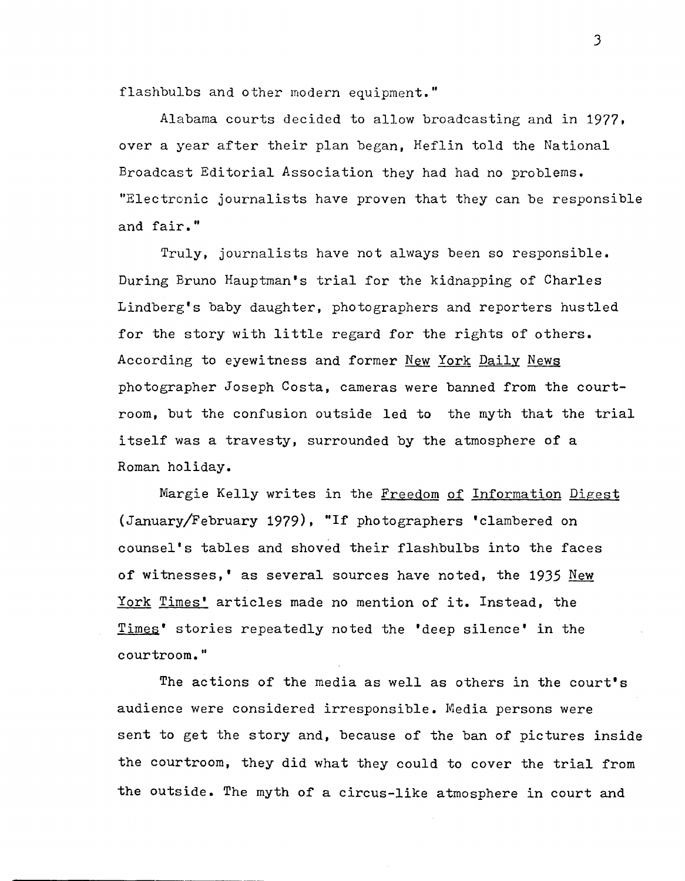flashbulbs and other modern equipment."

Alabama courts decided to allow broadcasting and in 1977, over a year after their plan began, Heflin told the National Broadcast Editorial Association they had had no problems. "Electronic journalists have proven that they can be responsible and fair."

Truly, journalists have not always been so responsible. During Bruno Hauptman's trial for the kidnapping of Charles Lindberg's baby daughter, photographers and reporters hustled for the story with little regard for the rights of others. According to eyewitness and former New York Daily News photographer Joseph Costa, cameras were banned from the courtroom, but the confusion outside led to the myth that the trial itself was a travesty, surrounded by the atmosphere of a Roman holiday.

Margie Kelly writes in the Freedom of Information Digest (January/February 1979), "If photographers 'clambered on counsel's tables and shoved their flashbulbs into the faces of witnesses,' as several sources have noted, the 1935 New York Times' articles made no mention of it. Instead, the Times' stories repeatedly noted the 'deep silence' in the courtroom."

The actions of the media as well as others in the court's audience were considered irresponsible. Media persons were sent to get the story and, because of the ban of pictures inside the courtroom, they did what they could to cover the trial from the outside. The myth of a circus-like atmosphere in court and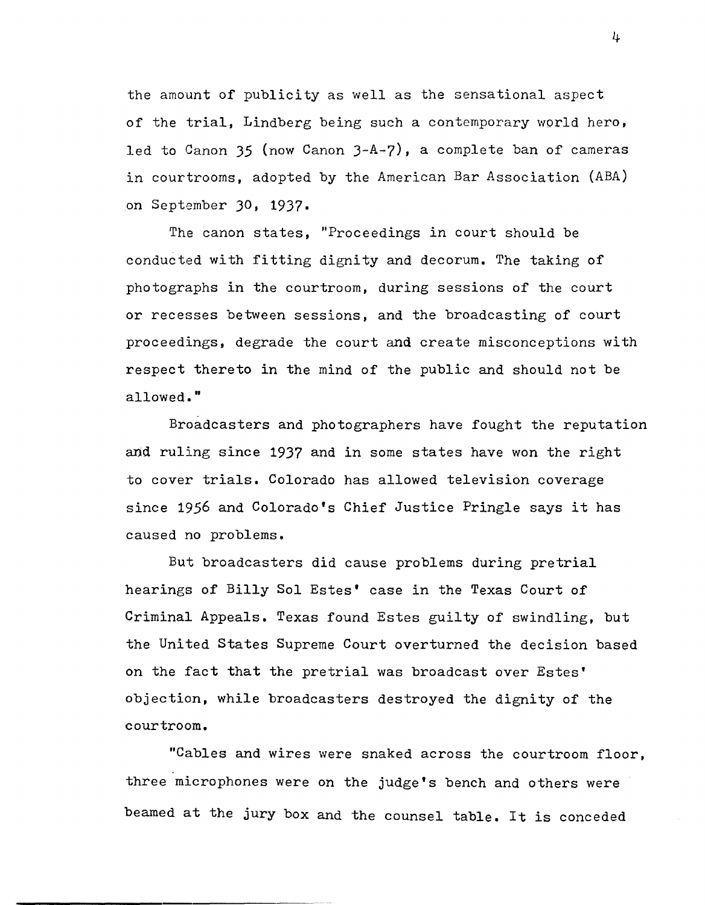the amount of publicity as well as the sensational aspect of the trial, Lindberg being such a contemporary world hero, led to Canon 35 (now Canon 3-A-7), a complete ban of cameras in courtrooms, adopted by the American Bar Association (ABA) on September 30, 1937.

The canon states, "Proceedings in court should be conducted with fitting dignity and decorum. The taking of photographs in the courtroom, during sessions of the court or recesses between sessions, and the broadcasting of court proceedings, degrade the court and create misconceptions with respect thereto in the mind of the public and should not be allowed."

Broadcasters and photographers have fought the reputation and ruling since 1937 and in some states have won the right to cover trials. Colorado has allowed television coverage since 1956 and Colorado's Chief Justice Pringle says it has caused no problems.

But broadcasters did cause problems during pretrial hearings of Billy Sol Estes' case in the Texas Court of Criminal Appeals. Texas found Estes guilty of swindling, but the United States Supreme Court overturned the decision based on the fact that the pretrial was broadcast over Estes' objection, while broadcasters destroyed the dignity of the courtroom.

"Cables and wires were snaked across the courtroom floor, three microphones were on the judge's bench and others were beamed at the jury box and the counsel table. It is conceded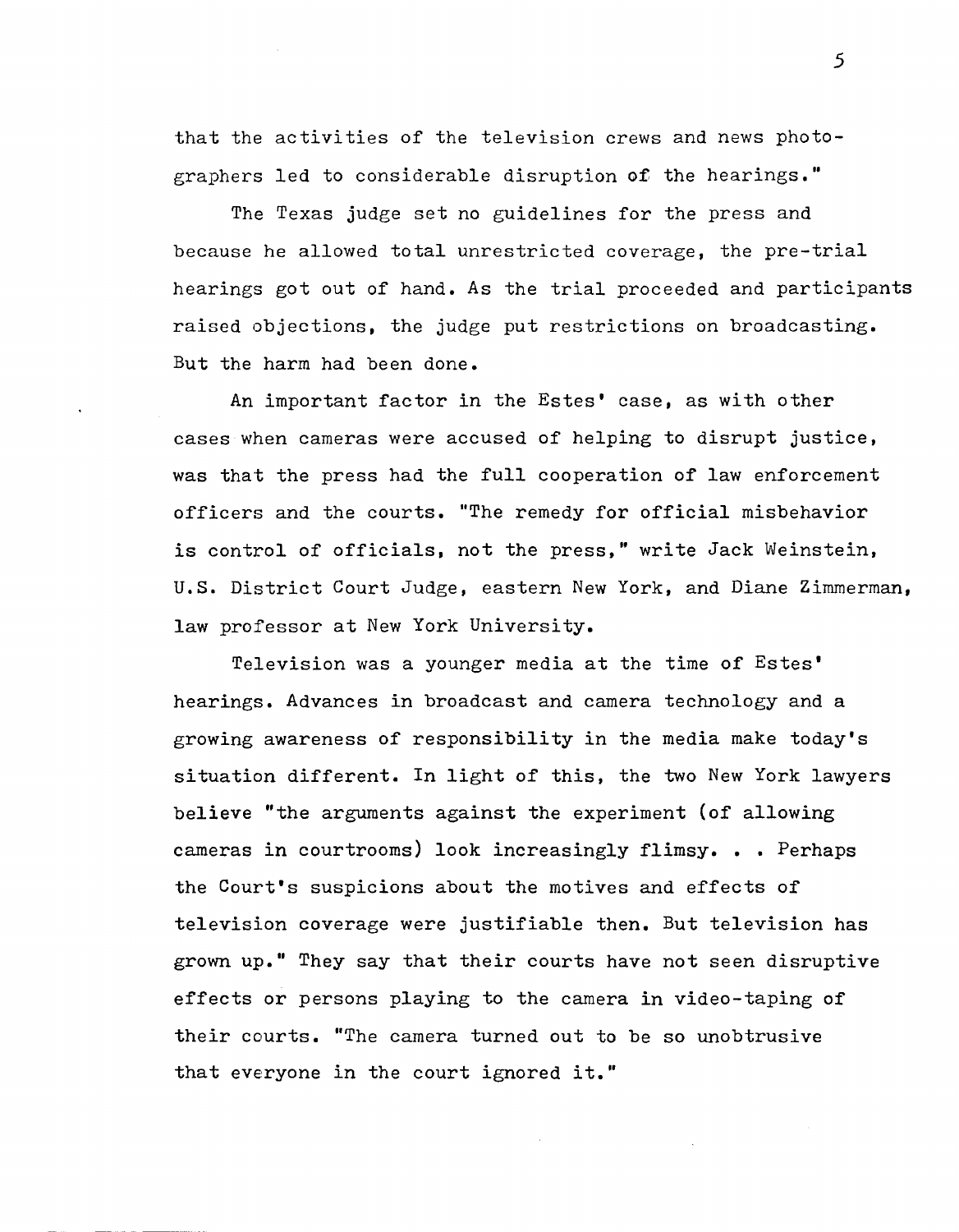that the activities of the television crews and news photographers led to considerable disruption of the hearings."

The Texas judge set no guidelines for the press and because he allowed total unrestricted coverage, the pre-trial hearings got out of hand. As the trial proceeded and participants raised objections, the judge put restrictions on broadcasting. But the harm had been done.

An important factor in the Estes' case, as with other cases when cameras were accused of helping to disrupt justice, was that the press had the full cooperation of law enforcement officers and the courts. "The remedy for official misbehavior is control of officials, not the press," write Jack Weinstein, U.S. District Court Judge, eastern New York, and Diane Zimmerman, law professor at New York University.

Television was a younger media at the time of Estes' hearings. Advances in broadcast and camera technology and a growing awareness of responsibility in the media make today's situation different. In light of this, the two New York lawyers believe "the arguments against the experiment (of allowing cameras in courtrooms) look increasingly flimsy. . . Perhaps the Court's suspicions about the motives and effects of television coverage were justifiable then. But television has grown up." They say that their courts have not seen disruptive effects or persons playing to the camera in video-taping of their courts. "The camera turned out to be so unobtrusive that everyone in the court ignored it."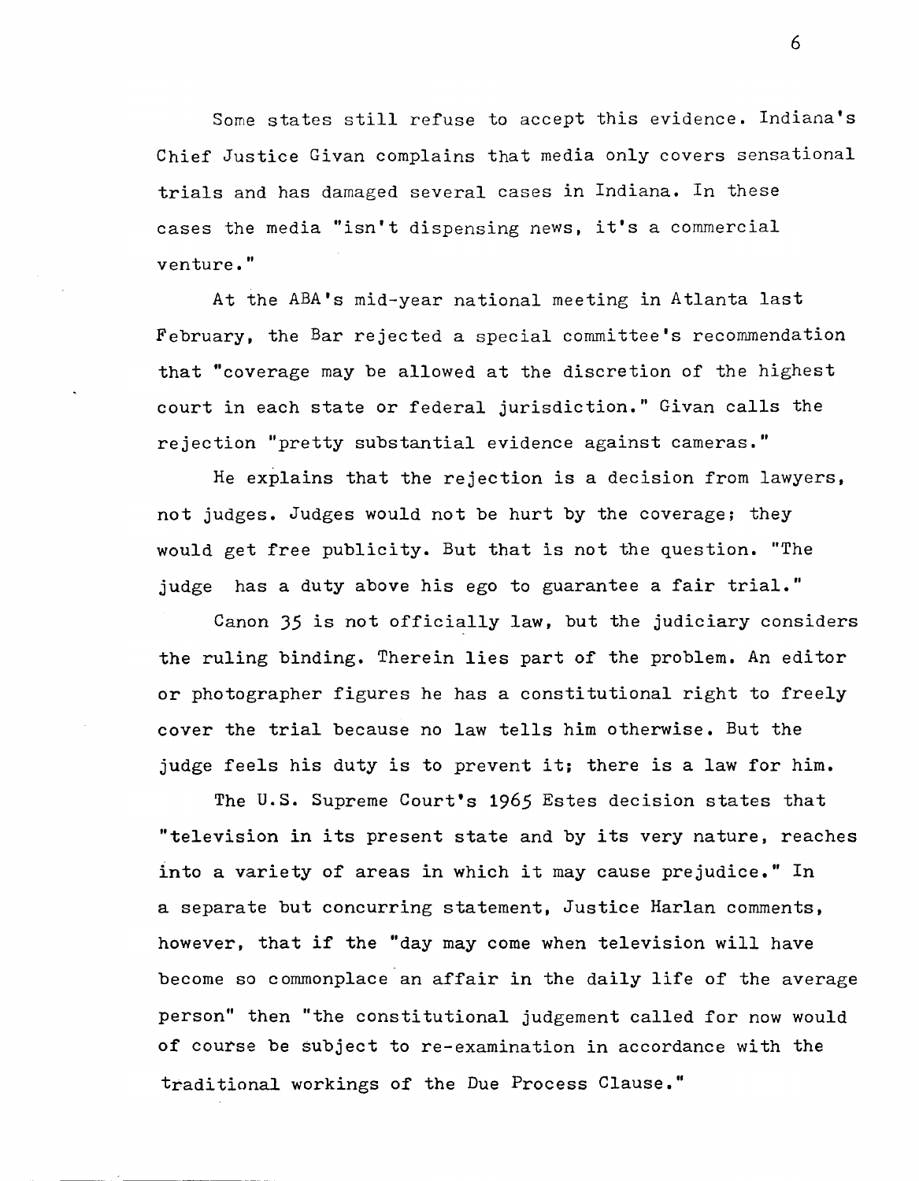Some states still refuse to accept this evidence. Indiana's Chief Justice Givan complains that media only covers sensational trials and has damaged several cases in Indiana. In these cases the media "isn't dispensing news, it's a commercial venture."

At the ABA's mid-year national meeting in Atlanta last February, the Bar rejected a special committee's recommendation that "coverage may be allowed at the discretion of the highest court in each state or federal jurisdiction." Givan calls the rejection "pretty substantial evidence against cameras."

He explains that the rejection is a decision from lawyers, not judges. Judges would not be hurt by the coverage; they would get free publicity. But that is not the question. "The judge has a duty above his ego to guarantee a fair trial."

Canon 35 is not officially law, but the judiciary considers the ruling binding. Therein lies part of the problem. An editor or photographer figures he has a constitutional right to freely cover the trial because no law tells him otherwise. But the judge feels his duty is to prevent it; there is a law for him.

The U.S. Supreme Court's 1965 Estes decision states that "television in its present state and by its very nature, reaches into a variety of areas in which it may cause prejudice." In a separate but concurring statement, Justice Harlan comments, however, that if the "day may come when television will have become so commonplace an affair in the daily life of the average person" then "the constitutional judgement called for now would of course be subject to re-examination in accordance with the traditional workings of the Due Process Clause."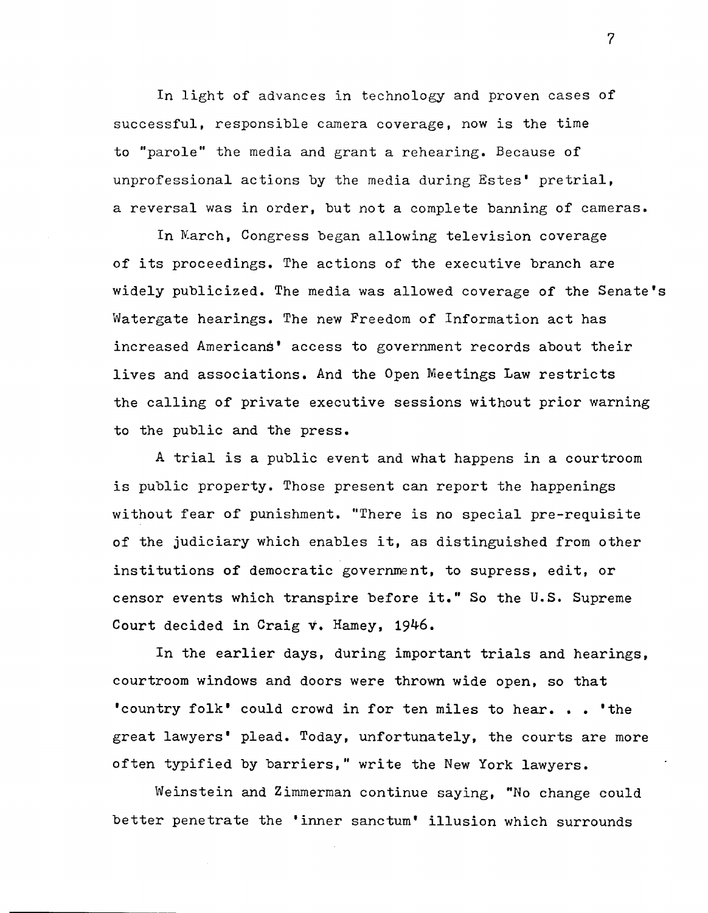In light of advances in technology and proven cases of successful, responsible camera coverage, now is the time to "parole" the media and grant a rehearing. Because of unprofessional actions by the media during Estes' pretrial, a reversal was in order, but not a complete banning of cameras.

In March, Congress began allowing television coverage of its proceedings. The actions of the executive branch are widely publicized. The media was allowed coverage of the Senate's Watergate hearings. The new Freedom of Information act has increased Americans' access to government records about their lives and associations. And the Open Meetings Law restricts the calling of private executive sessions without prior warning to the public and the press.

A trial is a public event and what happens in a courtroom is public property. Those present can report the happenings without fear of punishment. "There is no special pre-requisite of the judiciary which enables it, as distinguished from other institutions of democratic government, to supress, edit, or censor events which transpire before it." So the U.S. Supreme Court decided in Craig v. Hamey, 1946.

In the earlier days, during important trials and hearings, courtroom windows and doors were thrown wide open, so that 'country folk' could crowd in for ten miles to hear. . . 'the great lawyers' plead. Today, unfortunately, the courts are more often typified by barriers," write the New York lawyers.

Weinstein and Zimmerman continue saying, "No change could better penetrate the 'inner sanctum' illusion which surrounds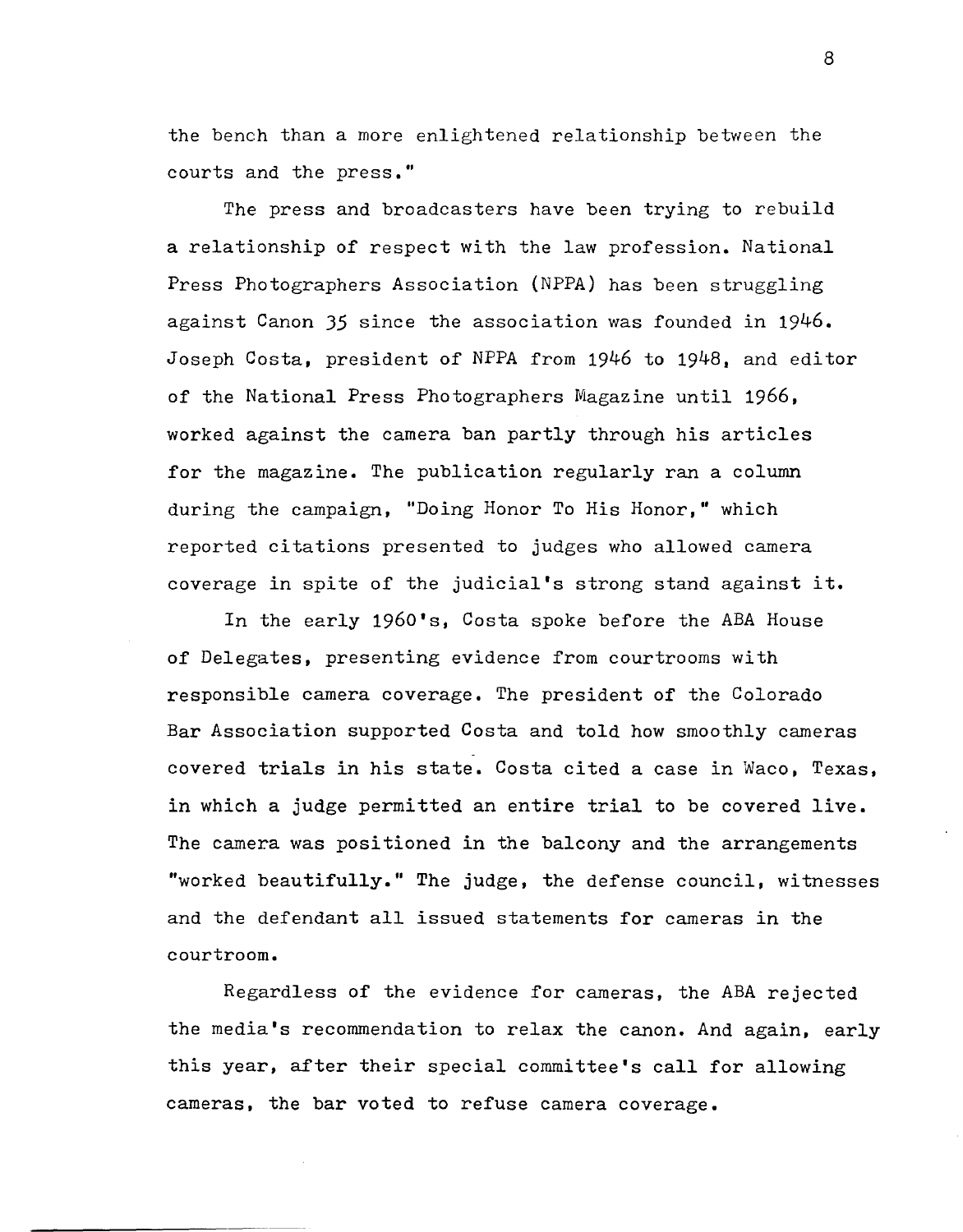the bench than a more enlightened relationship between the courts and the press."

The press and broadcasters have been trying to rebuild a relationship of respect with the law profession. National Press Photographers Association (NPPA) has been struggling against Canon 35 since the association was founded in 1946. Joseph Costa, president of NPPA from 1946 to 1948, and editor of the National Press Photographers Magazine until 1966, worked against the camera ban partly through his articles for the magazine. The publication regularly ran a column during the campaign, "Doing Honor To His Honor," which reported citations presented to judges who allowed camera coverage in spite of the judicial's strong stand against it.

In the early 1960's, Costa spoke before the ABA House of Delegates, presenting evidence from courtrooms with responsible camera coverage. The president of the Colorado Bar Association supported Costa and told how smoothly cameras covered trials in his state. Costa cited a case in Waco, Texas, in which a judge permitted an entire trial to be covered live. The camera was positioned in the balcony and the arrangements "worked beautifully." The judge, the defense council, witnesses and the defendant all issued statements for cameras in the courtroom.

Regardless of the evidence for cameras, the ABA rejected the media's recommendation to relax the canon. And again, early this year, after their special committee's call for allowing cameras, the bar voted to refuse camera coverage.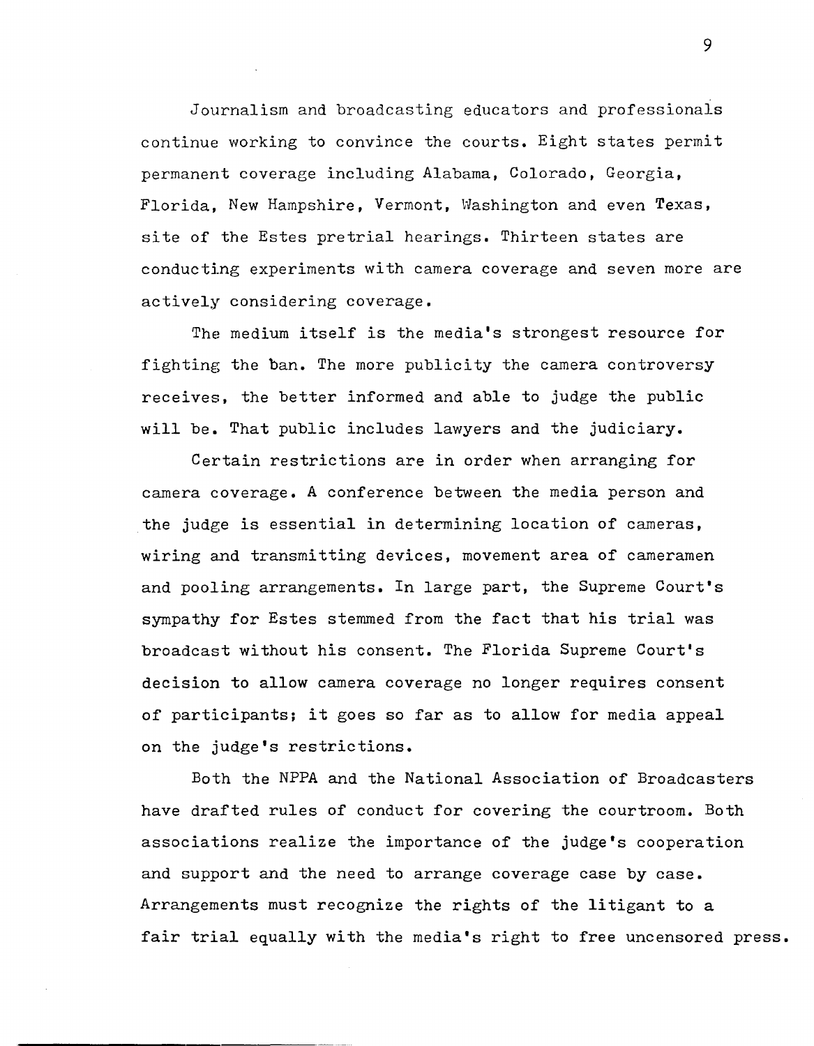Journalism and broadcasting educators and professionals continue working to convince the courts. Eight states permit permanent coverage including Alabama, Colorado, Georgia, Florida, New Hampshire, Vermont, Washington and even Texas, site of the Estes pretrial hearings. Thirteen states are conducting experiments with camera coverage and seven more are actively considering coverage.

The medium itself is the media's strongest resource for fighting the ban. The more publicity the camera controversy receives, the better informed and able to judge the public will be. That public includes lawyers and the judiciary.

Certain restrictions are in order when arranging for camera coverage. A conference between the media person and the judge is essential in determining location of cameras, wiring and transmitting devices, movement area of cameramen and pooling arrangements. In large part, the Supreme Court's sympathy for Estes stemmed from the fact that his trial was broadcast without his consent. The Florida Supreme Court's decision to allow camera coverage no longer requires consent of participants; it goes so far as to allow for media appeal on the judge's restrictions.

Both the NPPA and the National Association of Broadcasters have drafted rules of conduct for covering the courtroom. Both associations realize the importance of the judge's cooperation and support and the need to arrange coverage case by case. Arrangements must recognize the rights of the litigant to a fair trial equally with the media's right to free uncensored press.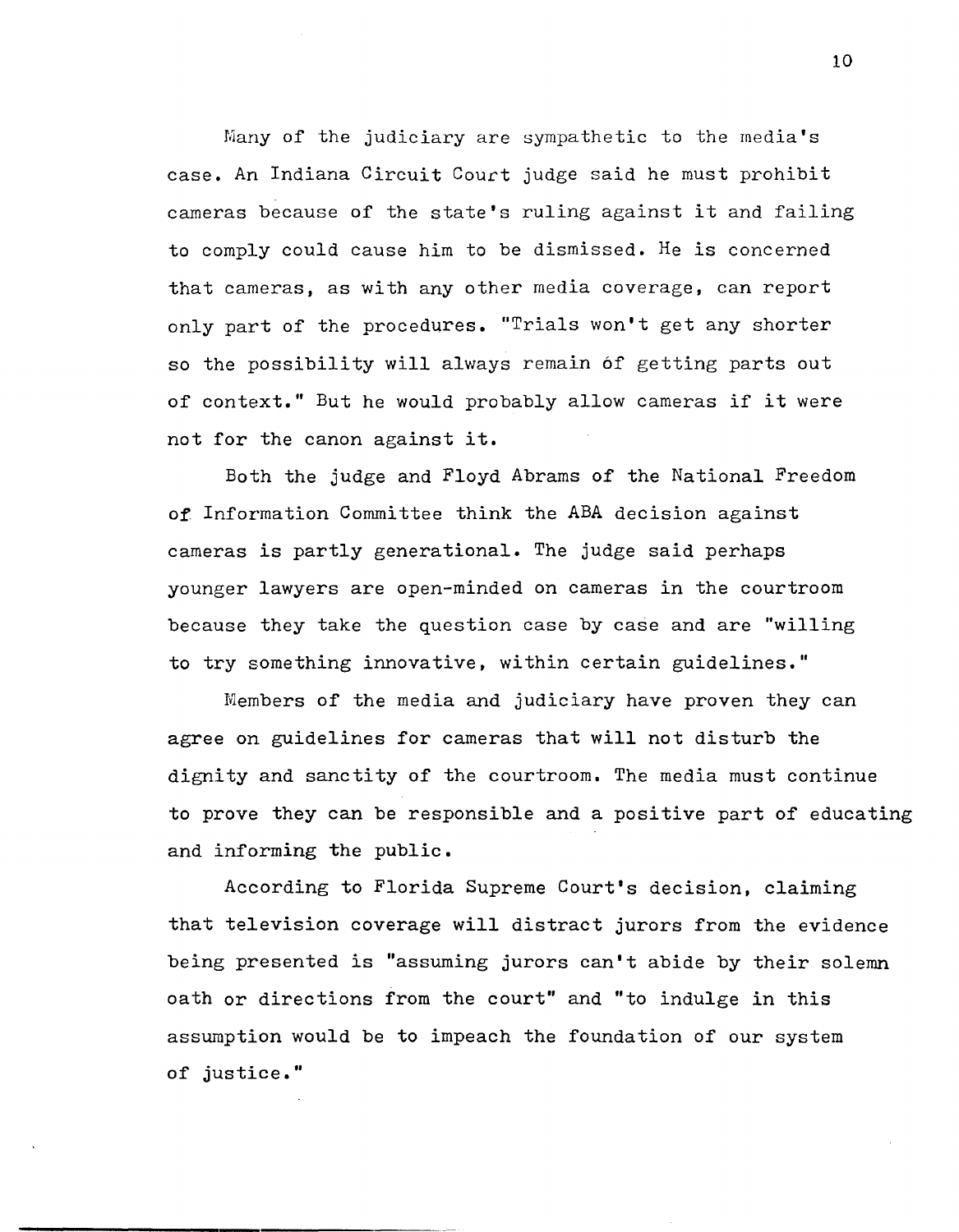Many of the judiciary are sympathetic to the media's case. An Indiana Circuit Court judge said he must prohibit cameras because of the state's ruling against it and failing to comply could cause him to be dismissed. He is concerned that cameras, as with any other media coverage, can report only part of the procedures. "Trials won't get any shorter so the possibility will always remain of getting parts out of context." But he would probably allow cameras if it were not for the canon against it.

Both the judge and Floyd Abrams of the National Freedom of Information Committee think the ABA decision against cameras is partly generational. The judge said perhaps younger lawyers are open-minded on cameras in the courtroom because they take the question case by case and are "willing to try something innovative, within certain guidelines."

Members of the media and judiciary have proven they can agree on guidelines for cameras that will not disturb the dignity and sanctity of the courtroom. The media must continue to prove they can be responsible and a positive part of educating and informing the public.

According to Florida Supreme Court's decision, claiming that television coverage will distract jurors from the evidence being presented is "assuming jurors can't abide by their solemn oath or directions from the court" and "to indulge in this assumption would be to impeach the foundation of our system of justice."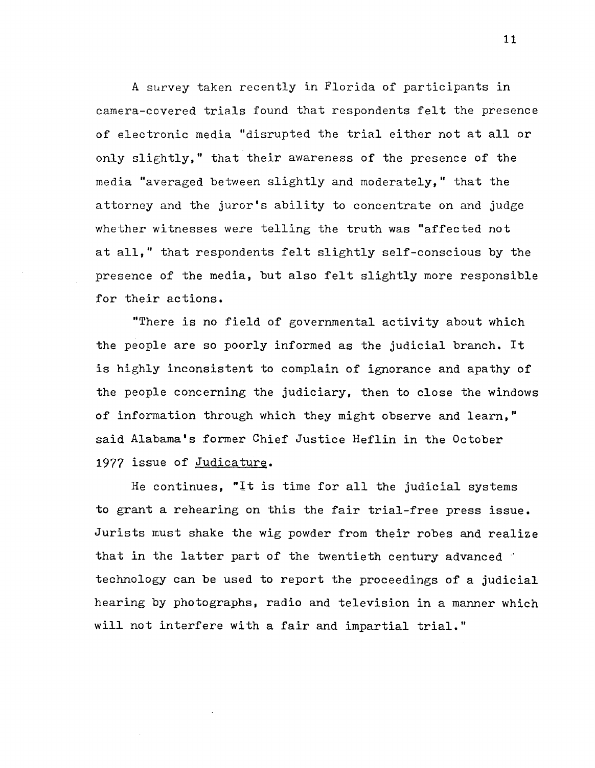A survey taken recently in Florida of participants in camera-covered trials found that respondents felt the presence of electronic media "disrupted the trial either not at all or only slightly," that their awareness of the presence of the media "averaged between slightly and moderately," that the attorney and the juror's ability to concentrate on and judge whether witnesses were telling the truth was "affected not at all," that respondents felt slightly self-conscious by the presence of the media, but also felt slightly more responsible for their actions.

"There is no field of governmental activity about which the people are so poorly informed as the judicial branch. It is highly inconsistent to complain of ignorance and apathy of the people concerning the judiciary, then to close the windows of information through which they might observe and learn," said Alabama's former Chief Justice Heflin in the October 1977 issue of Judicature.

He continues, "It is time for all the judicial systems to grant a rehearing on this the fair trial-free press issue. Jurists must shake the wig powder from their robes and realize that in the latter part of the twentieth century advanced technology can be used to report the proceedings of a judicial hearing by photographs, radio and television in a manner which will not interfere with a fair and impartial trial."